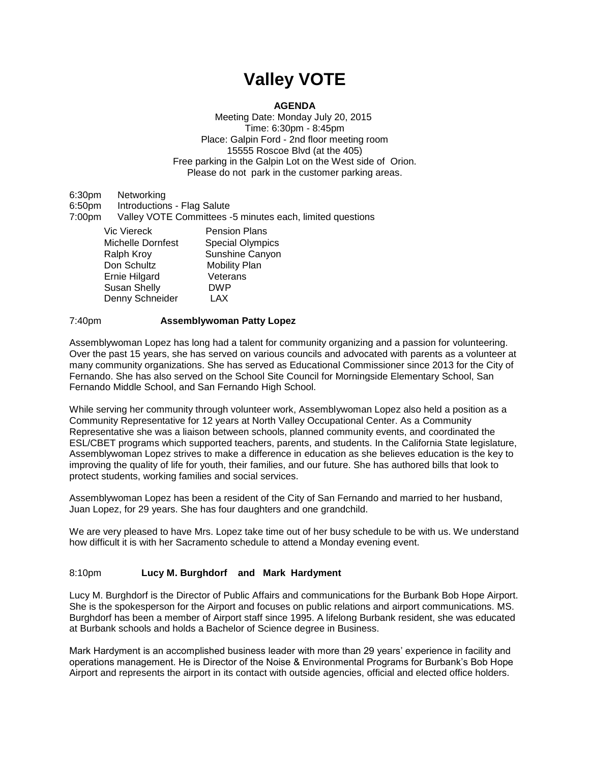# Valley VOTE

**AGENDA**

Meeting Date: Monday July 20, 2015
Time: 6:30pm - 8:45pm
Place: Galpin Ford - 2nd floor meeting room
15555 Roscoe Blvd (at the 405)
Free parking in the Galpin Lot on the West side of Orion.
Please do not park in the customer parking areas.

6:30pm Networking
6:50pm Introductions - Flag Salute
7:00pm Valley VOTE Committees -5 minutes each, limited questions

| | |
|---|---|
| Vic Viereck | Pension Plans |
| Michelle Dornfest | Special Olympics |
| Ralph Kroy | Sunshine Canyon |
| Don Schultz | Mobility Plan |
| Ernie Hilgard | Veterans |
| Susan Shelly | DWP |
| Denny Schneider | LAX |

7:40pm **Assemblywoman Patty Lopez**

Assemblywoman Lopez has long had a talent for community organizing and a passion for volunteering. Over the past 15 years, she has served on various councils and advocated with parents as a volunteer at many community organizations. She has served as Educational Commissioner since 2013 for the City of Fernando. She has also served on the School Site Council for Morningside Elementary School, San Fernando Middle School, and San Fernando High School.

While serving her community through volunteer work, Assemblywoman Lopez also held a position as a Community Representative for 12 years at North Valley Occupational Center. As a Community Representative she was a liaison between schools, planned community events, and coordinated the ESL/CBET programs which supported teachers, parents, and students. In the California State legislature, Assemblywoman Lopez strives to make a difference in education as she believes education is the key to improving the quality of life for youth, their families, and our future. She has authored bills that look to protect students, working families and social services.

Assemblywoman Lopez has been a resident of the City of San Fernando and married to her husband, Juan Lopez, for 29 years. She has four daughters and one grandchild.

We are very pleased to have Mrs. Lopez take time out of her busy schedule to be with us. We understand how difficult it is with her Sacramento schedule to attend a Monday evening event.

8:10pm **Lucy M. Burghdorf and Mark Hardyment**

Lucy M. Burghdorf is the Director of Public Affairs and communications for the Burbank Bob Hope Airport. She is the spokesperson for the Airport and focuses on public relations and airport communications. MS. Burghdorf has been a member of Airport staff since 1995. A lifelong Burbank resident, she was educated at Burbank schools and holds a Bachelor of Science degree in Business.

Mark Hardyment is an accomplished business leader with more than 29 years' experience in facility and operations management. He is Director of the Noise & Environmental Programs for Burbank's Bob Hope Airport and represents the airport in its contact with outside agencies, official and elected office holders.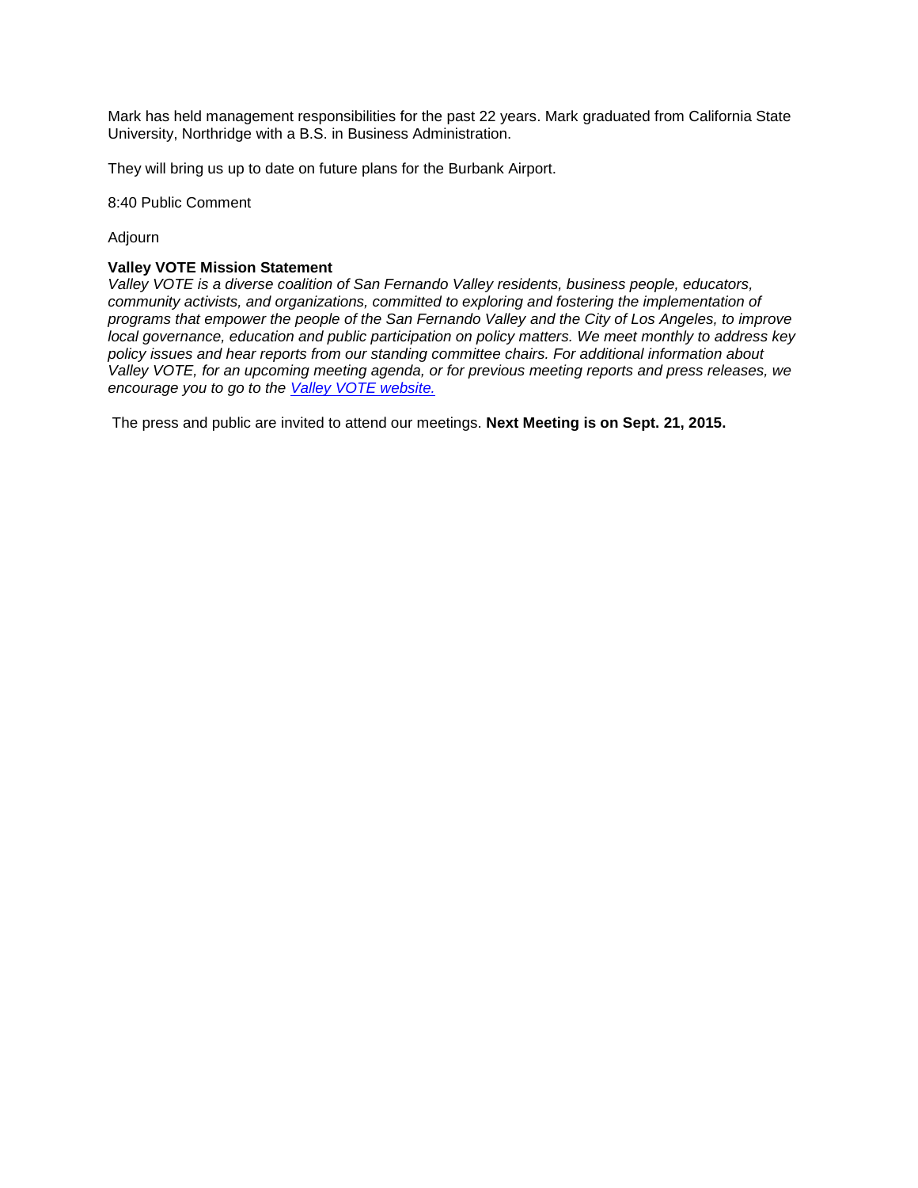Mark has held management responsibilities for the past 22 years. Mark graduated from California State University, Northridge with a B.S. in Business Administration.

They will bring us up to date on future plans for the Burbank Airport.

8:40 Public Comment

Adjourn

**Valley VOTE Mission Statement**
*Valley VOTE is a diverse coalition of San Fernando Valley residents, business people, educators, community activists, and organizations, committed to exploring and fostering the implementation of programs that empower the people of the San Fernando Valley and the City of Los Angeles, to improve local governance, education and public participation on policy matters. We meet monthly to address key policy issues and hear reports from our standing committee chairs. For additional information about Valley VOTE, for an upcoming meeting agenda, or for previous meeting reports and press releases, we encourage you to go to the Valley VOTE website.*

The press and public are invited to attend our meetings. **Next Meeting is on Sept. 21, 2015.**